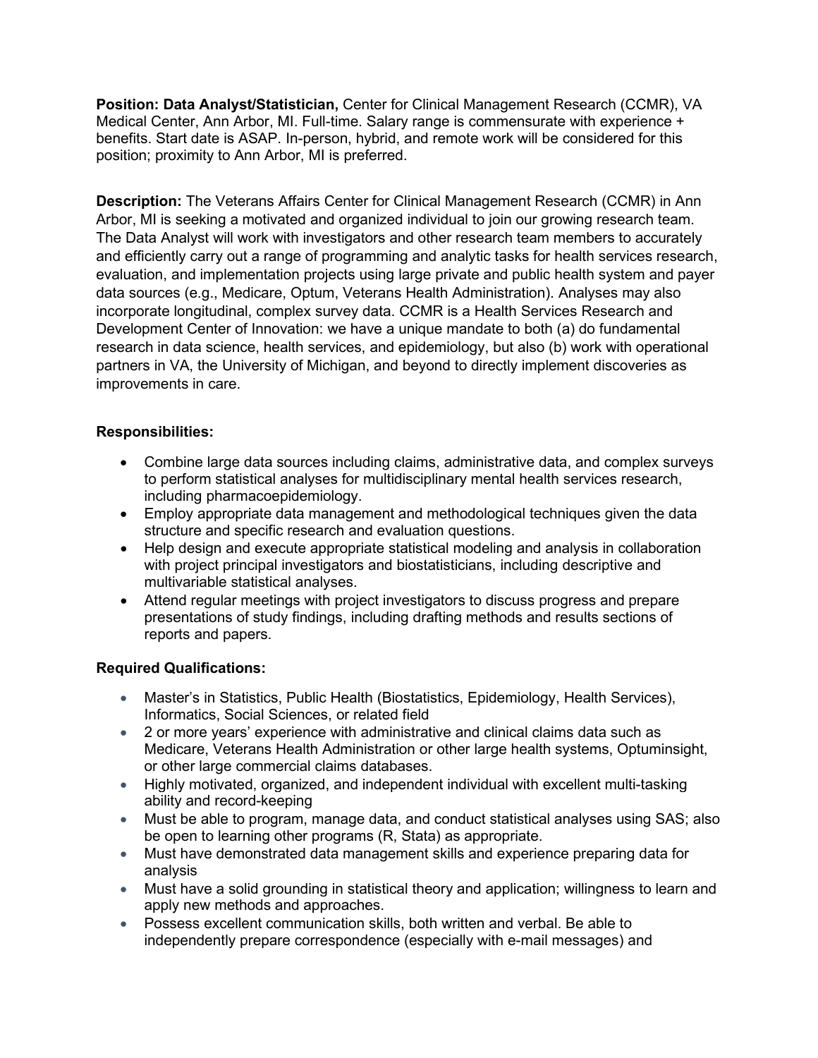**Position: Data Analyst/Statistician,** Center for Clinical Management Research (CCMR), VA Medical Center, Ann Arbor, MI. Full-time. Salary range is commensurate with experience + benefits. Start date is ASAP. In-person, hybrid, and remote work will be considered for this position; proximity to Ann Arbor, MI is preferred.

**Description:** The Veterans Affairs Center for Clinical Management Research (CCMR) in Ann Arbor, MI is seeking a motivated and organized individual to join our growing research team. The Data Analyst will work with investigators and other research team members to accurately and efficiently carry out a range of programming and analytic tasks for health services research, evaluation, and implementation projects using large private and public health system and payer data sources (e.g., Medicare, Optum, Veterans Health Administration). Analyses may also incorporate longitudinal, complex survey data. CCMR is a Health Services Research and Development Center of Innovation: we have a unique mandate to both (a) do fundamental research in data science, health services, and epidemiology, but also (b) work with operational partners in VA, the University of Michigan, and beyond to directly implement discoveries as improvements in care.

**Responsibilities:**

- Combine large data sources including claims, administrative data, and complex surveys to perform statistical analyses for multidisciplinary mental health services research, including pharmacoepidemiology.
- Employ appropriate data management and methodological techniques given the data structure and specific research and evaluation questions.
- Help design and execute appropriate statistical modeling and analysis in collaboration with project principal investigators and biostatisticians, including descriptive and multivariable statistical analyses.
- Attend regular meetings with project investigators to discuss progress and prepare presentations of study findings, including drafting methods and results sections of reports and papers.

**Required Qualifications:**

- Master's in Statistics, Public Health (Biostatistics, Epidemiology, Health Services), Informatics, Social Sciences, or related field
- 2 or more years' experience with administrative and clinical claims data such as Medicare, Veterans Health Administration or other large health systems, Optuminsight, or other large commercial claims databases.
- Highly motivated, organized, and independent individual with excellent multi-tasking ability and record-keeping
- Must be able to program, manage data, and conduct statistical analyses using SAS; also be open to learning other programs (R, Stata) as appropriate.
- Must have demonstrated data management skills and experience preparing data for analysis
- Must have a solid grounding in statistical theory and application; willingness to learn and apply new methods and approaches.
- Possess excellent communication skills, both written and verbal. Be able to independently prepare correspondence (especially with e-mail messages) and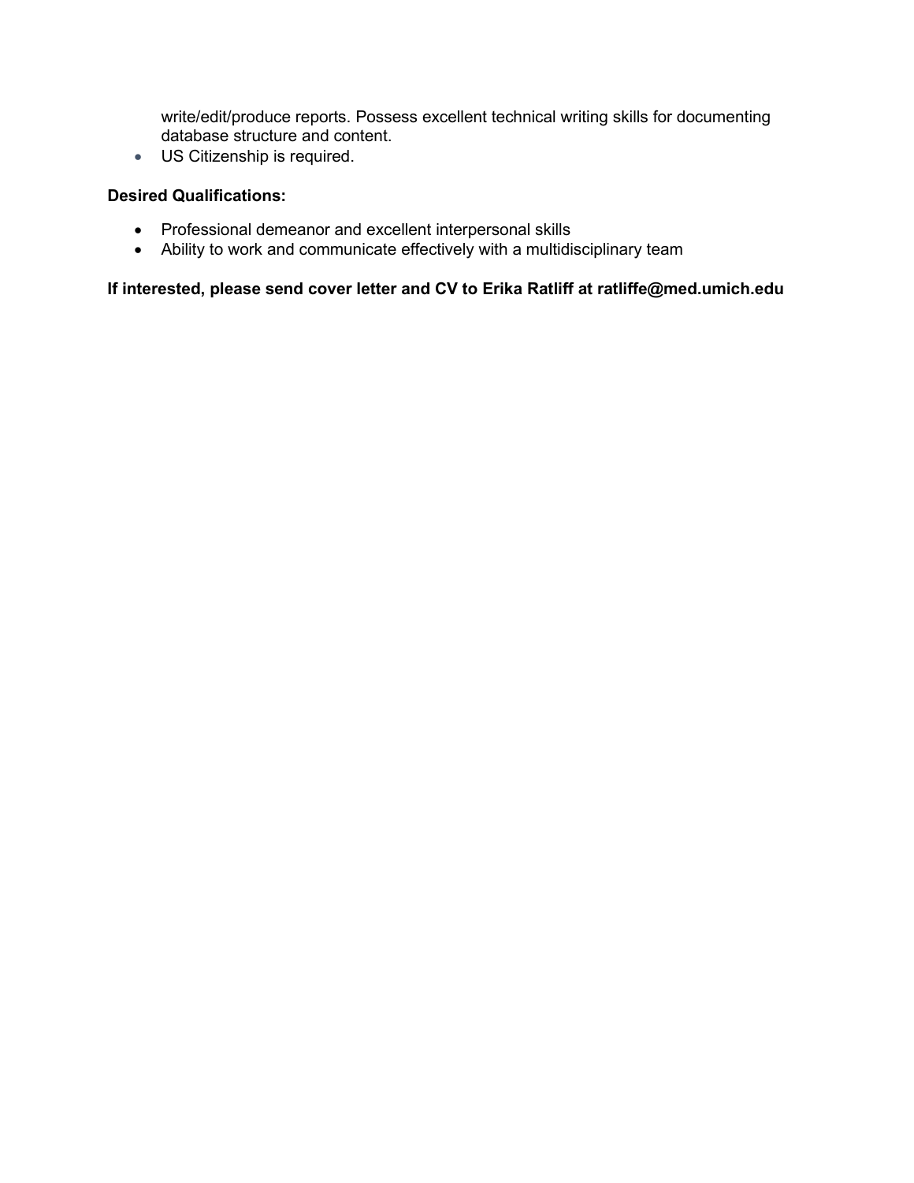write/edit/produce reports. Possess excellent technical writing skills for documenting database structure and content.
- US Citizenship is required.

**Desired Qualifications:**

- Professional demeanor and excellent interpersonal skills
- Ability to work and communicate effectively with a multidisciplinary team

**If interested, please send cover letter and CV to Erika Ratliff at ratliffe@med.umich.edu**